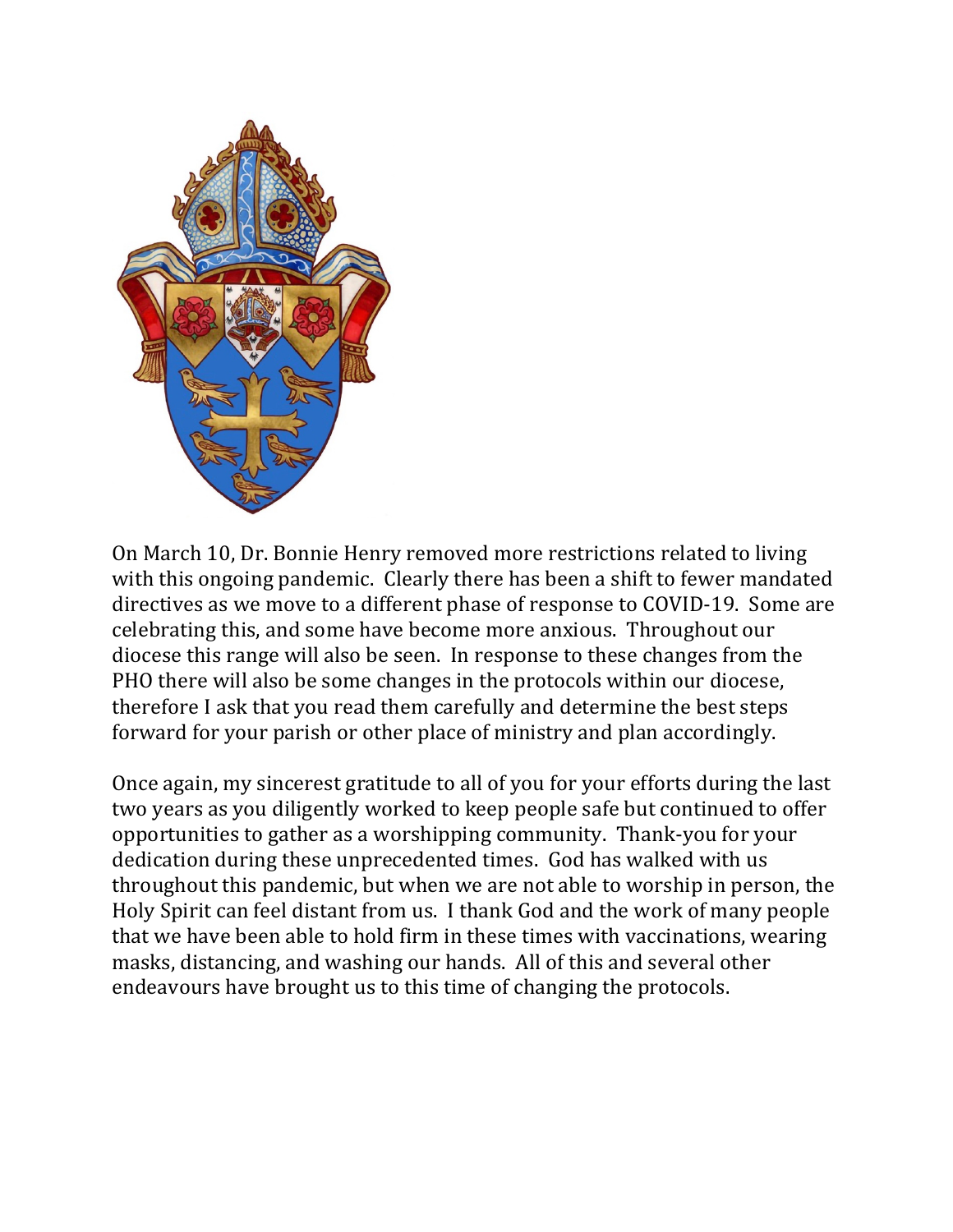On March 10, Dr. Bonnie Henry removed more restrictions related to living with this ongoing pandemic. Clearly there has been a shift to fewer mandated directives as we move to a different phase of response to COVID-19. Some are celebrating this, and some have become more anxious. Throughout our diocese this range will also be seen. In response to these changes from the PHO there will also be some changes in the protocols within our diocese, therefore I ask that you read them carefully and determine the best steps forward for your parish or other place of ministry and plan accordingly.

Once again, my sincerest gratitude to all of you for your efforts during the last two years as you diligently worked to keep people safe but continued to offer opportunities to gather as a worshipping community. Thank-you for your dedication during these unprecedented times. God has walked with us throughout this pandemic, but when we are not able to worship in person, the Holy Spirit can feel distant from us. I thank God and the work of many people that we have been able to hold firm in these times with vaccinations, wearing masks, distancing, and washing our hands. All of this and several other endeavours have brought us to this time of changing the protocols.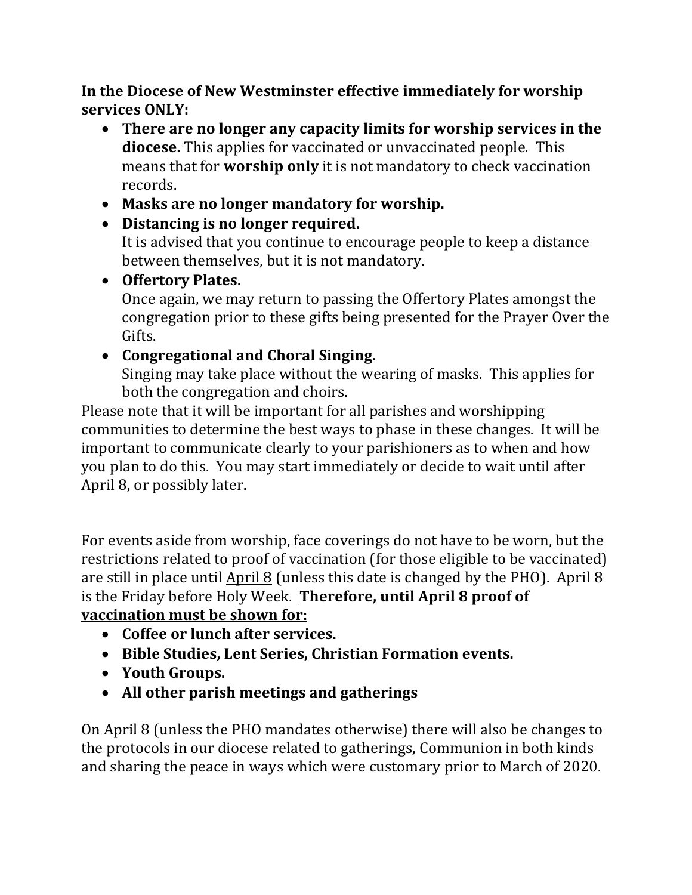**In the Diocese of New Westminster effective immediately for worship services ONLY:**

- **There are no longer any capacity limits for worship services in the diocese.** This applies for vaccinated or unvaccinated people. This means that for **worship only** it is not mandatory to check vaccination records.
- **Masks are no longer mandatory for worship.**
- **Distancing is no longer required.**
  It is advised that you continue to encourage people to keep a distance between themselves, but it is not mandatory.
- **Offertory Plates.**
  Once again, we may return to passing the Offertory Plates amongst the congregation prior to these gifts being presented for the Prayer Over the Gifts.
- **Congregational and Choral Singing.**
  Singing may take place without the wearing of masks. This applies for both the congregation and choirs.

Please note that it will be important for all parishes and worshipping communities to determine the best ways to phase in these changes. It will be important to communicate clearly to your parishioners as to when and how you plan to do this. You may start immediately or decide to wait until after April 8, or possibly later.

For events aside from worship, face coverings do not have to be worn, but the restrictions related to proof of vaccination (for those eligible to be vaccinated) are still in place until <u>April 8</u> (unless this date is changed by the PHO). April 8 is the Friday before Holy Week. <u>**Therefore, until April 8 proof of vaccination must be shown for:**</u>

- **Coffee or lunch after services.**
- **Bible Studies, Lent Series, Christian Formation events.**
- **Youth Groups.**
- **All other parish meetings and gatherings**

On April 8 (unless the PHO mandates otherwise) there will also be changes to the protocols in our diocese related to gatherings, Communion in both kinds and sharing the peace in ways which were customary prior to March of 2020.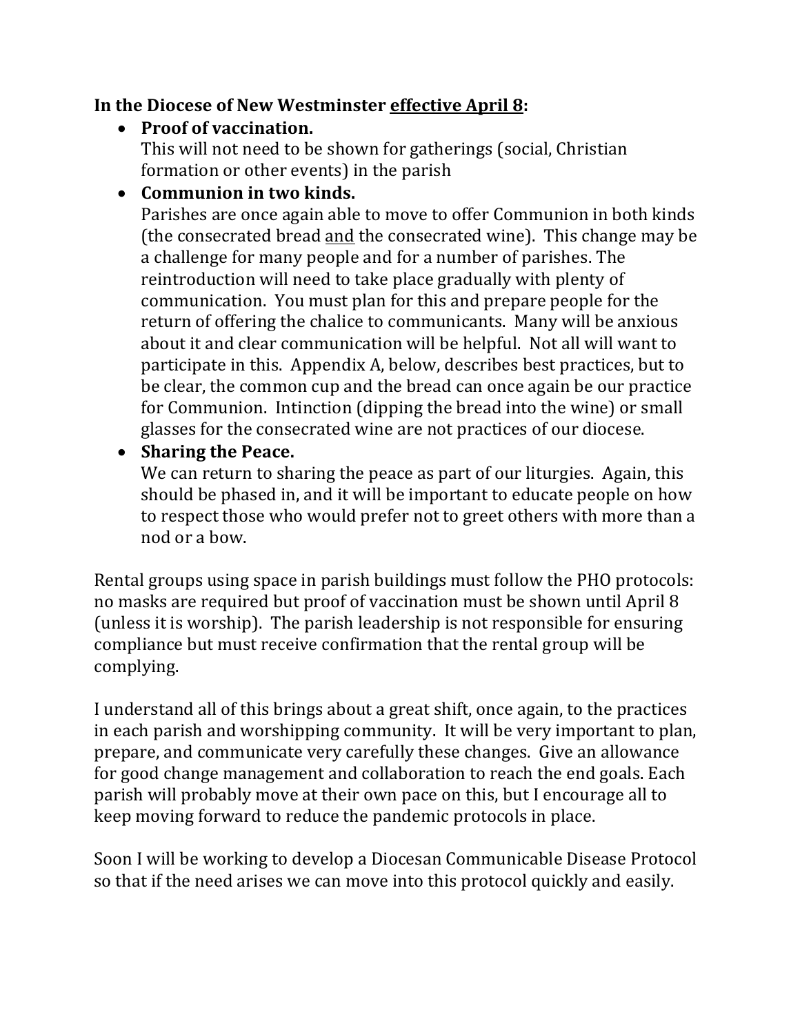**In the Diocese of New Westminster <u>effective April 8</u>:**

- **Proof of vaccination.**
  This will not need to be shown for gatherings (social, Christian formation or other events) in the parish
- **Communion in two kinds.**
  Parishes are once again able to move to offer Communion in both kinds (the consecrated bread <u>and</u> the consecrated wine). This change may be a challenge for many people and for a number of parishes. The reintroduction will need to take place gradually with plenty of communication. You must plan for this and prepare people for the return of offering the chalice to communicants. Many will be anxious about it and clear communication will be helpful. Not all will want to participate in this. Appendix A, below, describes best practices, but to be clear, the common cup and the bread can once again be our practice for Communion. Intinction (dipping the bread into the wine) or small glasses for the consecrated wine are not practices of our diocese.
- **Sharing the Peace.**
  We can return to sharing the peace as part of our liturgies. Again, this should be phased in, and it will be important to educate people on how to respect those who would prefer not to greet others with more than a nod or a bow.

Rental groups using space in parish buildings must follow the PHO protocols: no masks are required but proof of vaccination must be shown until April 8 (unless it is worship). The parish leadership is not responsible for ensuring compliance but must receive confirmation that the rental group will be complying.

I understand all of this brings about a great shift, once again, to the practices in each parish and worshipping community. It will be very important to plan, prepare, and communicate very carefully these changes. Give an allowance for good change management and collaboration to reach the end goals. Each parish will probably move at their own pace on this, but I encourage all to keep moving forward to reduce the pandemic protocols in place.

Soon I will be working to develop a Diocesan Communicable Disease Protocol so that if the need arises we can move into this protocol quickly and easily.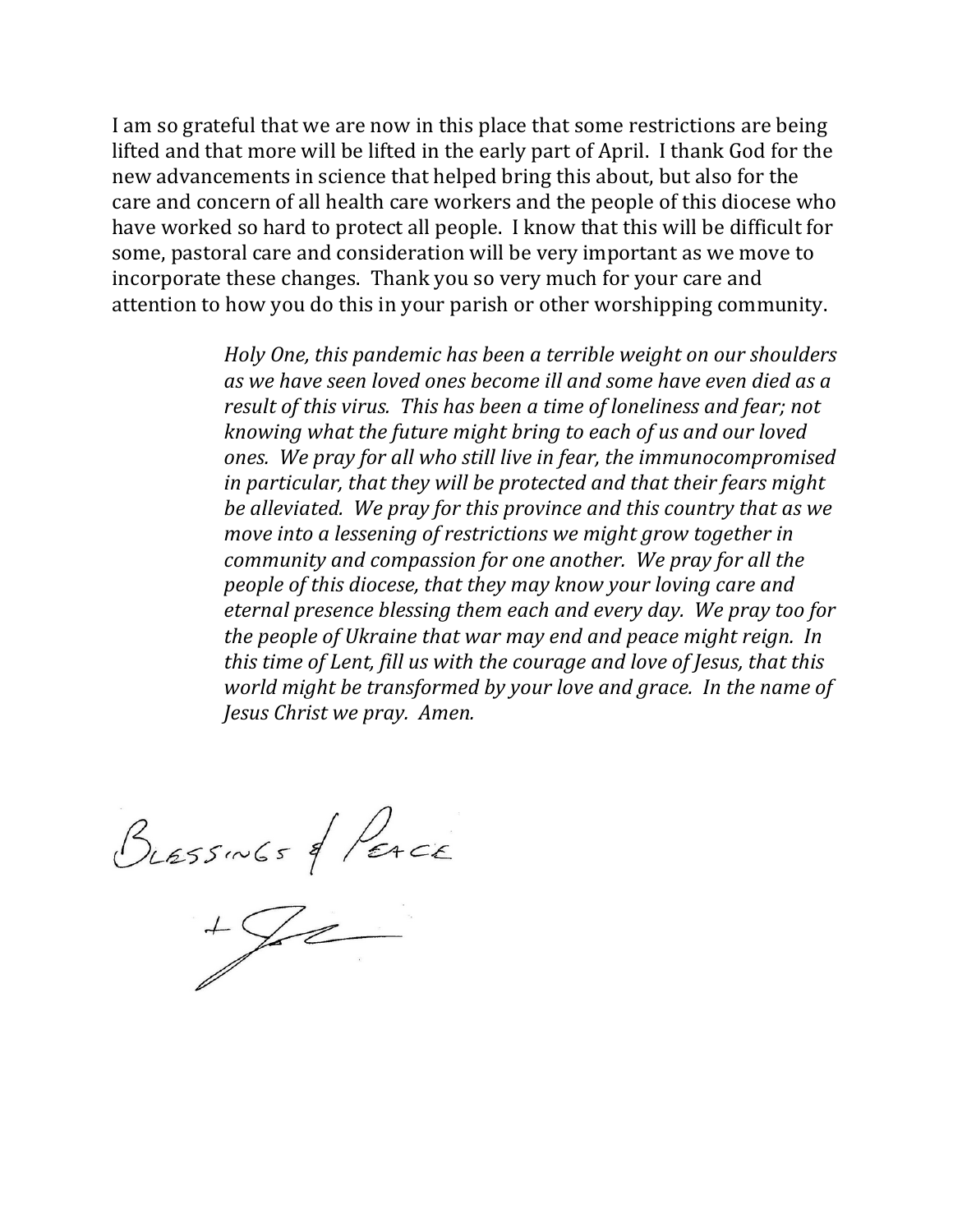I am so grateful that we are now in this place that some restrictions are being lifted and that more will be lifted in the early part of April. I thank God for the new advancements in science that helped bring this about, but also for the care and concern of all health care workers and the people of this diocese who have worked so hard to protect all people. I know that this will be difficult for some, pastoral care and consideration will be very important as we move to incorporate these changes. Thank you so very much for your care and attention to how you do this in your parish or other worshipping community.

> *Holy One, this pandemic has been a terrible weight on our shoulders as we have seen loved ones become ill and some have even died as a result of this virus. This has been a time of loneliness and fear; not knowing what the future might bring to each of us and our loved ones. We pray for all who still live in fear, the immunocompromised in particular, that they will be protected and that their fears might be alleviated. We pray for this province and this country that as we move into a lessening of restrictions we might grow together in community and compassion for one another. We pray for all the people of this diocese, that they may know your loving care and eternal presence blessing them each and every day. We pray too for the people of Ukraine that war may end and peace might reign. In this time of Lent, fill us with the courage and love of Jesus, that this world might be transformed by your love and grace. In the name of Jesus Christ we pray. Amen.*

BLESSINGS & PEACE

+ J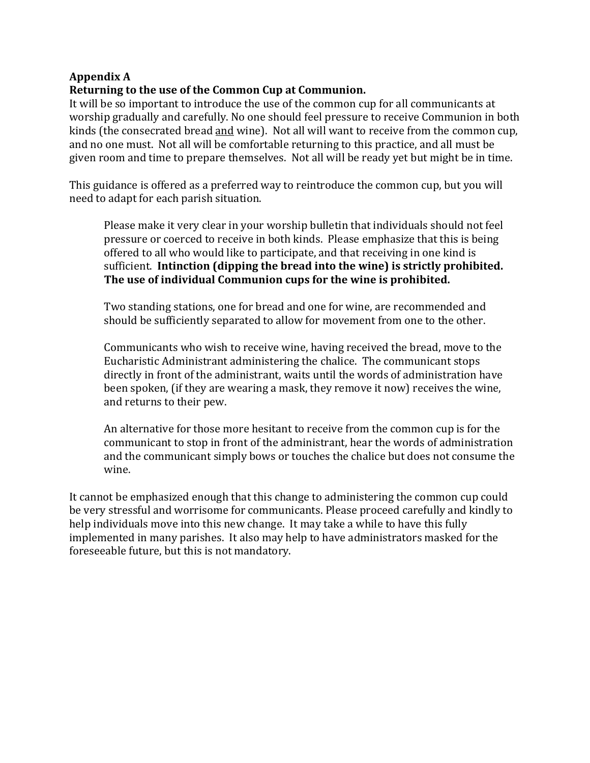**Appendix A**

**Returning to the use of the Common Cup at Communion.**

It will be so important to introduce the use of the common cup for all communicants at worship gradually and carefully. No one should feel pressure to receive Communion in both kinds (the consecrated bread <u>and</u> wine). Not all will want to receive from the common cup, and no one must. Not all will be comfortable returning to this practice, and all must be given room and time to prepare themselves. Not all will be ready yet but might be in time.

This guidance is offered as a preferred way to reintroduce the common cup, but you will need to adapt for each parish situation.

> Please make it very clear in your worship bulletin that individuals should not feel pressure or coerced to receive in both kinds. Please emphasize that this is being offered to all who would like to participate, and that receiving in one kind is sufficient. **Intinction (dipping the bread into the wine) is strictly prohibited. The use of individual Communion cups for the wine is prohibited.**
>
> Two standing stations, one for bread and one for wine, are recommended and should be sufficiently separated to allow for movement from one to the other.
>
> Communicants who wish to receive wine, having received the bread, move to the Eucharistic Administrant administering the chalice. The communicant stops directly in front of the administrant, waits until the words of administration have been spoken, (if they are wearing a mask, they remove it now) receives the wine, and returns to their pew.
>
> An alternative for those more hesitant to receive from the common cup is for the communicant to stop in front of the administrant, hear the words of administration and the communicant simply bows or touches the chalice but does not consume the wine.

It cannot be emphasized enough that this change to administering the common cup could be very stressful and worrisome for communicants. Please proceed carefully and kindly to help individuals move into this new change. It may take a while to have this fully implemented in many parishes. It also may help to have administrators masked for the foreseeable future, but this is not mandatory.